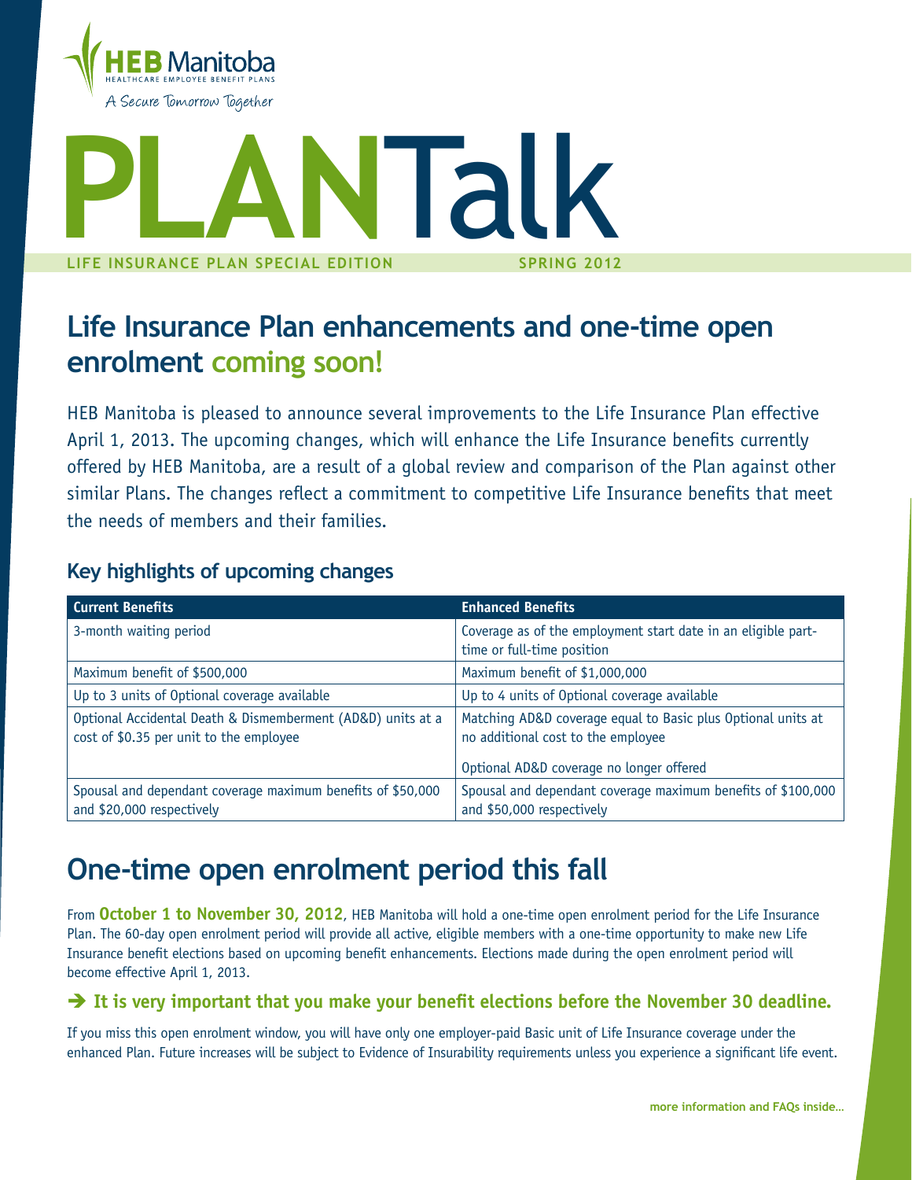HEB Manitoba
HEALTHCARE EMPLOYEE BENEFIT PLANS
A Secure Tomorrow Together

# PLANTalk

**LIFE INSURANCE PLAN SPECIAL EDITION** **SPRING 2012**

## Life Insurance Plan enhancements and one-time open enrolment coming soon!

HEB Manitoba is pleased to announce several improvements to the Life Insurance Plan effective April 1, 2013. The upcoming changes, which will enhance the Life Insurance benefits currently offered by HEB Manitoba, are a result of a global review and comparison of the Plan against other similar Plans. The changes reflect a commitment to competitive Life Insurance benefits that meet the needs of members and their families.

### Key highlights of upcoming changes

| Current Benefits | Enhanced Benefits |
|---|---|
| 3-month waiting period | Coverage as of the employment start date in an eligible part-time or full-time position |
| Maximum benefit of $500,000 | Maximum benefit of $1,000,000 |
| Up to 3 units of Optional coverage available | Up to 4 units of Optional coverage available |
| Optional Accidental Death & Dismemberment (AD&D) units at a cost of $0.35 per unit to the employee | Matching AD&D coverage equal to Basic plus Optional units at no additional cost to the employee<br><br>Optional AD&D coverage no longer offered |
| Spousal and dependant coverage maximum benefits of $50,000 and $20,000 respectively | Spousal and dependant coverage maximum benefits of $100,000 and $50,000 respectively |

## One-time open enrolment period this fall

From **October 1 to November 30, 2012**, HEB Manitoba will hold a one-time open enrolment period for the Life Insurance Plan. The 60-day open enrolment period will provide all active, eligible members with a one-time opportunity to make new Life Insurance benefit elections based on upcoming benefit enhancements. Elections made during the open enrolment period will become effective April 1, 2013.

**➔ It is very important that you make your benefit elections before the November 30 deadline.**

If you miss this open enrolment window, you will have only one employer-paid Basic unit of Life Insurance coverage under the enhanced Plan. Future increases will be subject to Evidence of Insurability requirements unless you experience a significant life event.

**more information and FAQs inside...**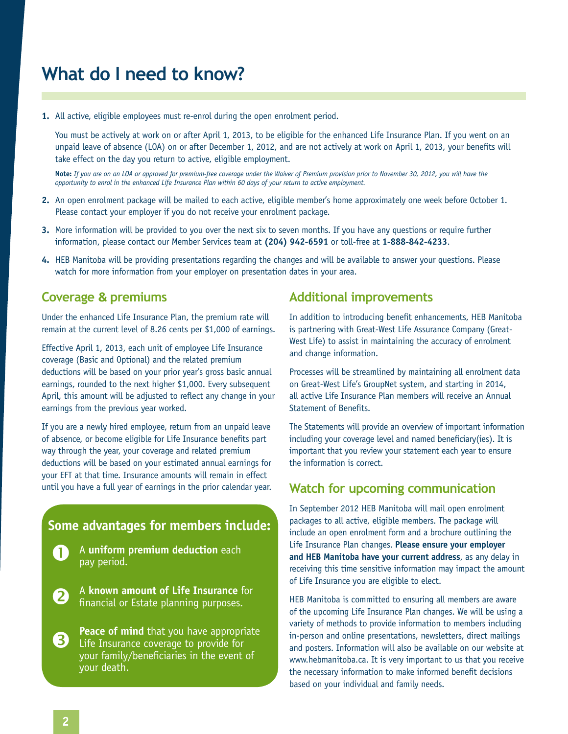# What do I need to know?

**1.** All active, eligible employees must re-enrol during the open enrolment period.

You must be actively at work on or after April 1, 2013, to be eligible for the enhanced Life Insurance Plan. If you went on an unpaid leave of absence (LOA) on or after December 1, 2012, and are not actively at work on April 1, 2013, your benefits will take effect on the day you return to active, eligible employment.

**Note:** *If you are on an LOA or approved for premium-free coverage under the Waiver of Premium provision prior to November 30, 2012, you will have the opportunity to enrol in the enhanced Life Insurance Plan within 60 days of your return to active employment.*

**2.** An open enrolment package will be mailed to each active, eligible member's home approximately one week before October 1. Please contact your employer if you do not receive your enrolment package.

**3.** More information will be provided to you over the next six to seven months. If you have any questions or require further information, please contact our Member Services team at **(204) 942-6591** or toll-free at **1-888-842-4233**.

**4.** HEB Manitoba will be providing presentations regarding the changes and will be available to answer your questions. Please watch for more information from your employer on presentation dates in your area.

## Coverage & premiums

Under the enhanced Life Insurance Plan, the premium rate will remain at the current level of 8.26 cents per $1,000 of earnings.

Effective April 1, 2013, each unit of employee Life Insurance coverage (Basic and Optional) and the related premium deductions will be based on your prior year's gross basic annual earnings, rounded to the next higher $1,000. Every subsequent April, this amount will be adjusted to reflect any change in your earnings from the previous year worked.

If you are a newly hired employee, return from an unpaid leave of absence, or become eligible for Life Insurance benefits part way through the year, your coverage and related premium deductions will be based on your estimated annual earnings for your EFT at that time. Insurance amounts will remain in effect until you have a full year of earnings in the prior calendar year.

### Some advantages for members include:

1. A **uniform premium deduction** each pay period.
2. A **known amount of Life Insurance** for financial or Estate planning purposes.
3. **Peace of mind** that you have appropriate Life Insurance coverage to provide for your family/beneficiaries in the event of your death.

## Additional improvements

In addition to introducing benefit enhancements, HEB Manitoba is partnering with Great-West Life Assurance Company (Great-West Life) to assist in maintaining the accuracy of enrolment and change information.

Processes will be streamlined by maintaining all enrolment data on Great-West Life's GroupNet system, and starting in 2014, all active Life Insurance Plan members will receive an Annual Statement of Benefits.

The Statements will provide an overview of important information including your coverage level and named beneficiary(ies). It is important that you review your statement each year to ensure the information is correct.

## Watch for upcoming communication

In September 2012 HEB Manitoba will mail open enrolment packages to all active, eligible members. The package will include an open enrolment form and a brochure outlining the Life Insurance Plan changes. **Please ensure your employer and HEB Manitoba have your current address**, as any delay in receiving this time sensitive information may impact the amount of Life Insurance you are eligible to elect.

HEB Manitoba is committed to ensuring all members are aware of the upcoming Life Insurance Plan changes. We will be using a variety of methods to provide information to members including in-person and online presentations, newsletters, direct mailings and posters. Information will also be available on our website at www.hebmanitoba.ca. It is very important to us that you receive the necessary information to make informed benefit decisions based on your individual and family needs.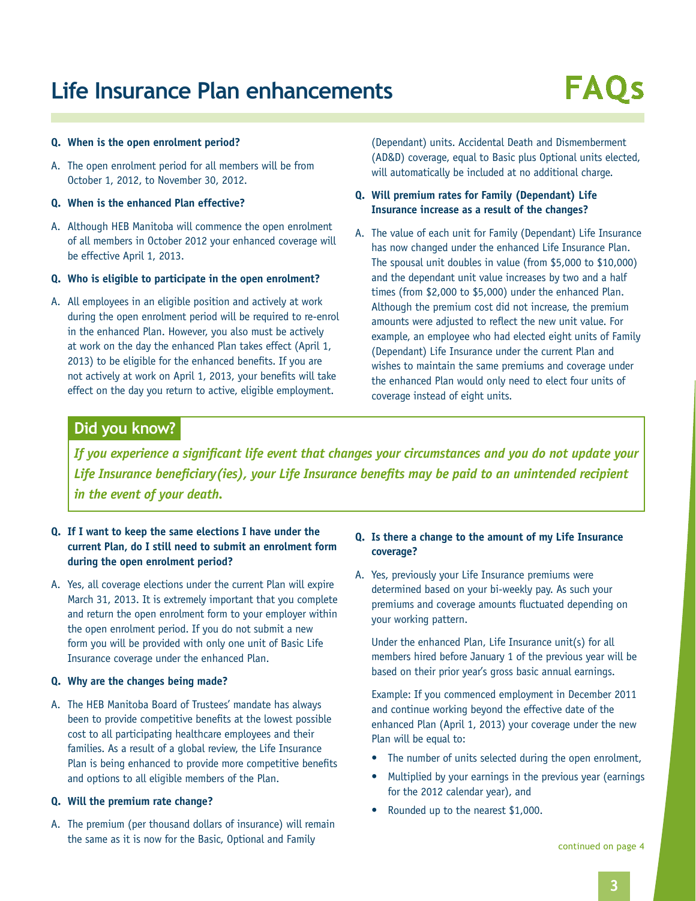# Life Insurance Plan enhancements

# FAQs

**Q. When is the open enrolment period?**

A. The open enrolment period for all members will be from October 1, 2012, to November 30, 2012.

**Q. When is the enhanced Plan effective?**

A. Although HEB Manitoba will commence the open enrolment of all members in October 2012 your enhanced coverage will be effective April 1, 2013.

**Q. Who is eligible to participate in the open enrolment?**

A. All employees in an eligible position and actively at work during the open enrolment period will be required to re-enrol in the enhanced Plan. However, you also must be actively at work on the day the enhanced Plan takes effect (April 1, 2013) to be eligible for the enhanced benefits. If you are not actively at work on April 1, 2013, your benefits will take effect on the day you return to active, eligible employment.

(Dependant) units. Accidental Death and Dismemberment (AD&D) coverage, equal to Basic plus Optional units elected, will automatically be included at no additional charge.

**Q. Will premium rates for Family (Dependant) Life Insurance increase as a result of the changes?**

A. The value of each unit for Family (Dependant) Life Insurance has now changed under the enhanced Life Insurance Plan. The spousal unit doubles in value (from $5,000 to $10,000) and the dependant unit value increases by two and a half times (from $2,000 to $5,000) under the enhanced Plan. Although the premium cost did not increase, the premium amounts were adjusted to reflect the new unit value. For example, an employee who had elected eight units of Family (Dependant) Life Insurance under the current Plan and wishes to maintain the same premiums and coverage under the enhanced Plan would only need to elect four units of coverage instead of eight units.

## Did you know?

***If you experience a significant life event that changes your circumstances and you do not update your Life Insurance beneficiary(ies), your Life Insurance benefits may be paid to an unintended recipient in the event of your death.***

**Q. If I want to keep the same elections I have under the current Plan, do I still need to submit an enrolment form during the open enrolment period?**

A. Yes, all coverage elections under the current Plan will expire March 31, 2013. It is extremely important that you complete and return the open enrolment form to your employer within the open enrolment period. If you do not submit a new form you will be provided with only one unit of Basic Life Insurance coverage under the enhanced Plan.

**Q. Why are the changes being made?**

A. The HEB Manitoba Board of Trustees' mandate has always been to provide competitive benefits at the lowest possible cost to all participating healthcare employees and their families. As a result of a global review, the Life Insurance Plan is being enhanced to provide more competitive benefits and options to all eligible members of the Plan.

**Q. Will the premium rate change?**

A. The premium (per thousand dollars of insurance) will remain the same as it is now for the Basic, Optional and Family

**Q. Is there a change to the amount of my Life Insurance coverage?**

A. Yes, previously your Life Insurance premiums were determined based on your bi-weekly pay. As such your premiums and coverage amounts fluctuated depending on your working pattern.

Under the enhanced Plan, Life Insurance unit(s) for all members hired before January 1 of the previous year will be based on their prior year's gross basic annual earnings.

Example: If you commenced employment in December 2011 and continue working beyond the effective date of the enhanced Plan (April 1, 2013) your coverage under the new Plan will be equal to:

- The number of units selected during the open enrolment,
- Multiplied by your earnings in the previous year (earnings for the 2012 calendar year), and
- Rounded up to the nearest $1,000.

continued on page 4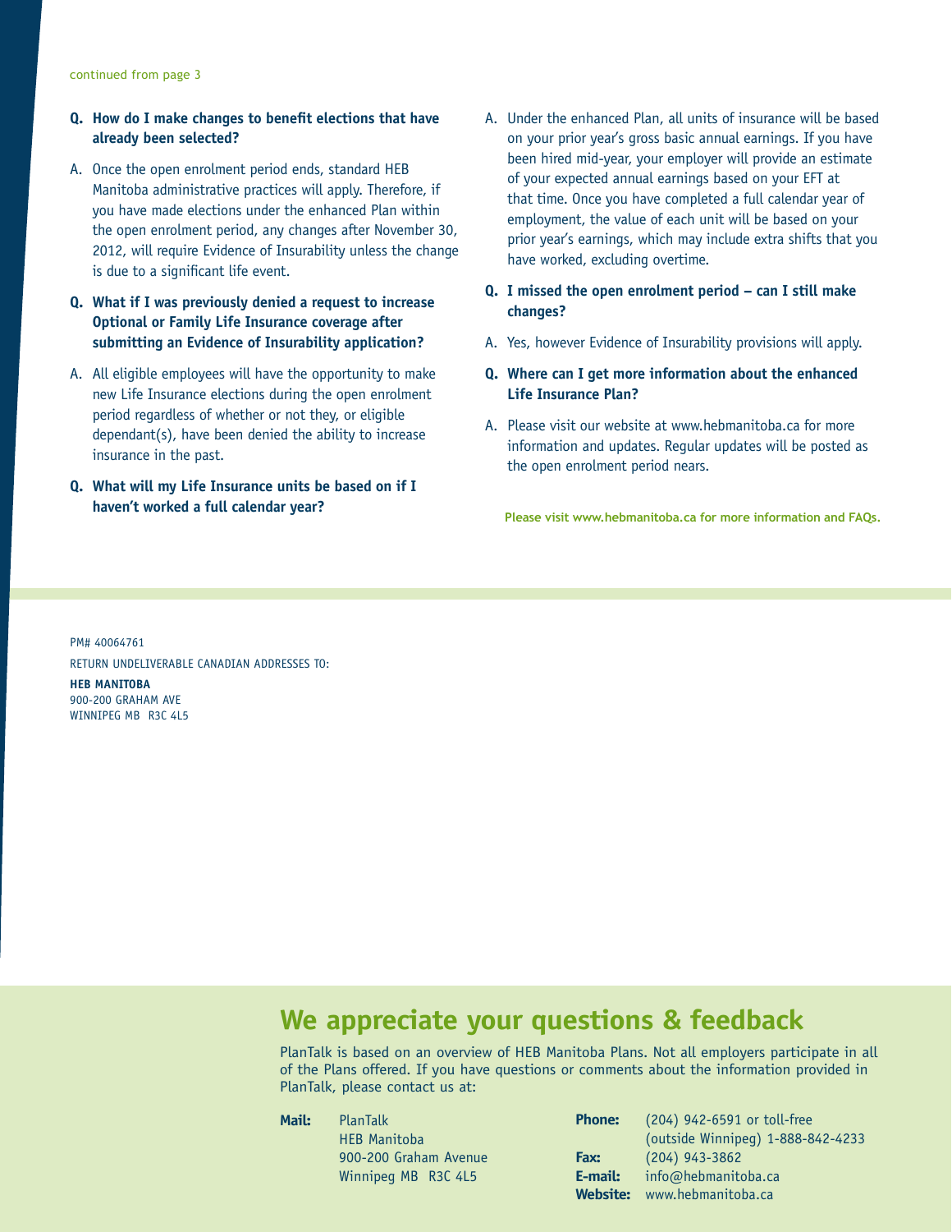continued from page 3

**Q. How do I make changes to benefit elections that have already been selected?**

A. Once the open enrolment period ends, standard HEB Manitoba administrative practices will apply. Therefore, if you have made elections under the enhanced Plan within the open enrolment period, any changes after November 30, 2012, will require Evidence of Insurability unless the change is due to a significant life event.

**Q. What if I was previously denied a request to increase Optional or Family Life Insurance coverage after submitting an Evidence of Insurability application?**

A. All eligible employees will have the opportunity to make new Life Insurance elections during the open enrolment period regardless of whether or not they, or eligible dependant(s), have been denied the ability to increase insurance in the past.

**Q. What will my Life Insurance units be based on if I haven't worked a full calendar year?**

A. Under the enhanced Plan, all units of insurance will be based on your prior year's gross basic annual earnings. If you have been hired mid-year, your employer will provide an estimate of your expected annual earnings based on your EFT at that time. Once you have completed a full calendar year of employment, the value of each unit will be based on your prior year's earnings, which may include extra shifts that you have worked, excluding overtime.

**Q. I missed the open enrolment period – can I still make changes?**

A. Yes, however Evidence of Insurability provisions will apply.

**Q. Where can I get more information about the enhanced Life Insurance Plan?**

A. Please visit our website at www.hebmanitoba.ca for more information and updates. Regular updates will be posted as the open enrolment period nears.

**Please visit www.hebmanitoba.ca for more information and FAQs.**

PM# 40064761

RETURN UNDELIVERABLE CANADIAN ADDRESSES TO:

**HEB MANITOBA**
900-200 GRAHAM AVE
WINNIPEG MB R3C 4L5

## We appreciate your questions & feedback

PlanTalk is based on an overview of HEB Manitoba Plans. Not all employers participate in all of the Plans offered. If you have questions or comments about the information provided in PlanTalk, please contact us at:

**Mail:** PlanTalk
HEB Manitoba
900-200 Graham Avenue
Winnipeg MB R3C 4L5

**Phone:** (204) 942-6591 or toll-free (outside Winnipeg) 1-888-842-4233
**Fax:** (204) 943-3862
**E-mail:** info@hebmanitoba.ca
**Website:** www.hebmanitoba.ca